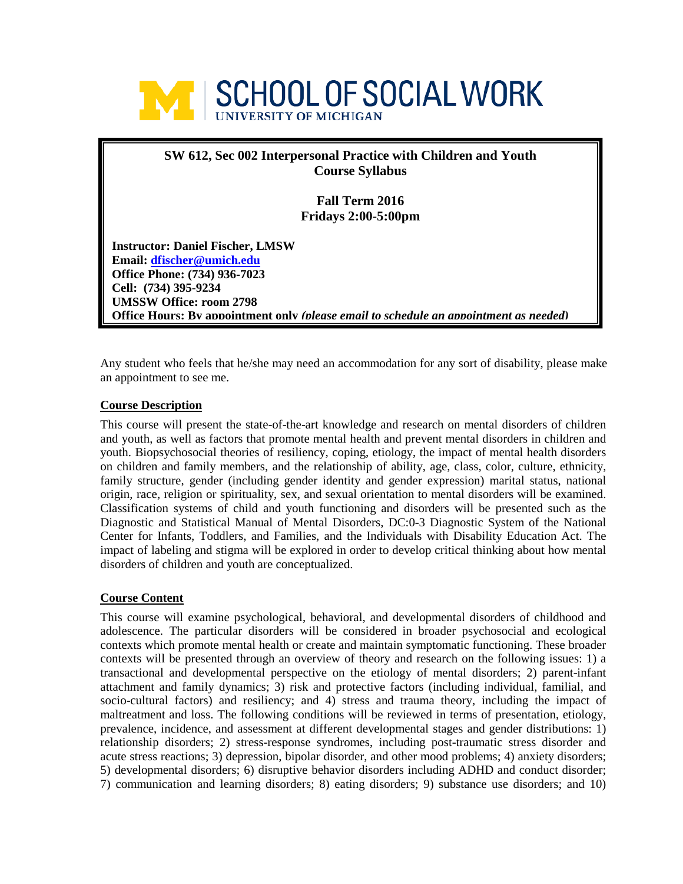SCHOOL OF SOCIAL WORK
UNIVERSITY OF MICHIGAN

**SW 612, Sec 002 Interpersonal Practice with Children and Youth**
**Course Syllabus**

**Fall Term 2016**
**Fridays 2:00-5:00pm**

**Instructor: Daniel Fischer, LMSW**
**Email: dfischer@umich.edu**
**Office Phone: (734) 936-7023**
**Cell: (734) 395-9234**
**UMSSW Office: room 2798**
**Office Hours: By appointment only** ***(please email to schedule an appointment as needed)***

Any student who feels that he/she may need an accommodation for any sort of disability, please make an appointment to see me.

## Course Description

This course will present the state-of-the-art knowledge and research on mental disorders of children and youth, as well as factors that promote mental health and prevent mental disorders in children and youth. Biopsychosocial theories of resiliency, coping, etiology, the impact of mental health disorders on children and family members, and the relationship of ability, age, class, color, culture, ethnicity, family structure, gender (including gender identity and gender expression) marital status, national origin, race, religion or spirituality, sex, and sexual orientation to mental disorders will be examined. Classification systems of child and youth functioning and disorders will be presented such as the Diagnostic and Statistical Manual of Mental Disorders, DC:0-3 Diagnostic System of the National Center for Infants, Toddlers, and Families, and the Individuals with Disability Education Act. The impact of labeling and stigma will be explored in order to develop critical thinking about how mental disorders of children and youth are conceptualized.

## Course Content

This course will examine psychological, behavioral, and developmental disorders of childhood and adolescence. The particular disorders will be considered in broader psychosocial and ecological contexts which promote mental health or create and maintain symptomatic functioning. These broader contexts will be presented through an overview of theory and research on the following issues: 1) a transactional and developmental perspective on the etiology of mental disorders; 2) parent-infant attachment and family dynamics; 3) risk and protective factors (including individual, familial, and socio-cultural factors) and resiliency; and 4) stress and trauma theory, including the impact of maltreatment and loss. The following conditions will be reviewed in terms of presentation, etiology, prevalence, incidence, and assessment at different developmental stages and gender distributions: 1) relationship disorders; 2) stress-response syndromes, including post-traumatic stress disorder and acute stress reactions; 3) depression, bipolar disorder, and other mood problems; 4) anxiety disorders; 5) developmental disorders; 6) disruptive behavior disorders including ADHD and conduct disorder; 7) communication and learning disorders; 8) eating disorders; 9) substance use disorders; and 10)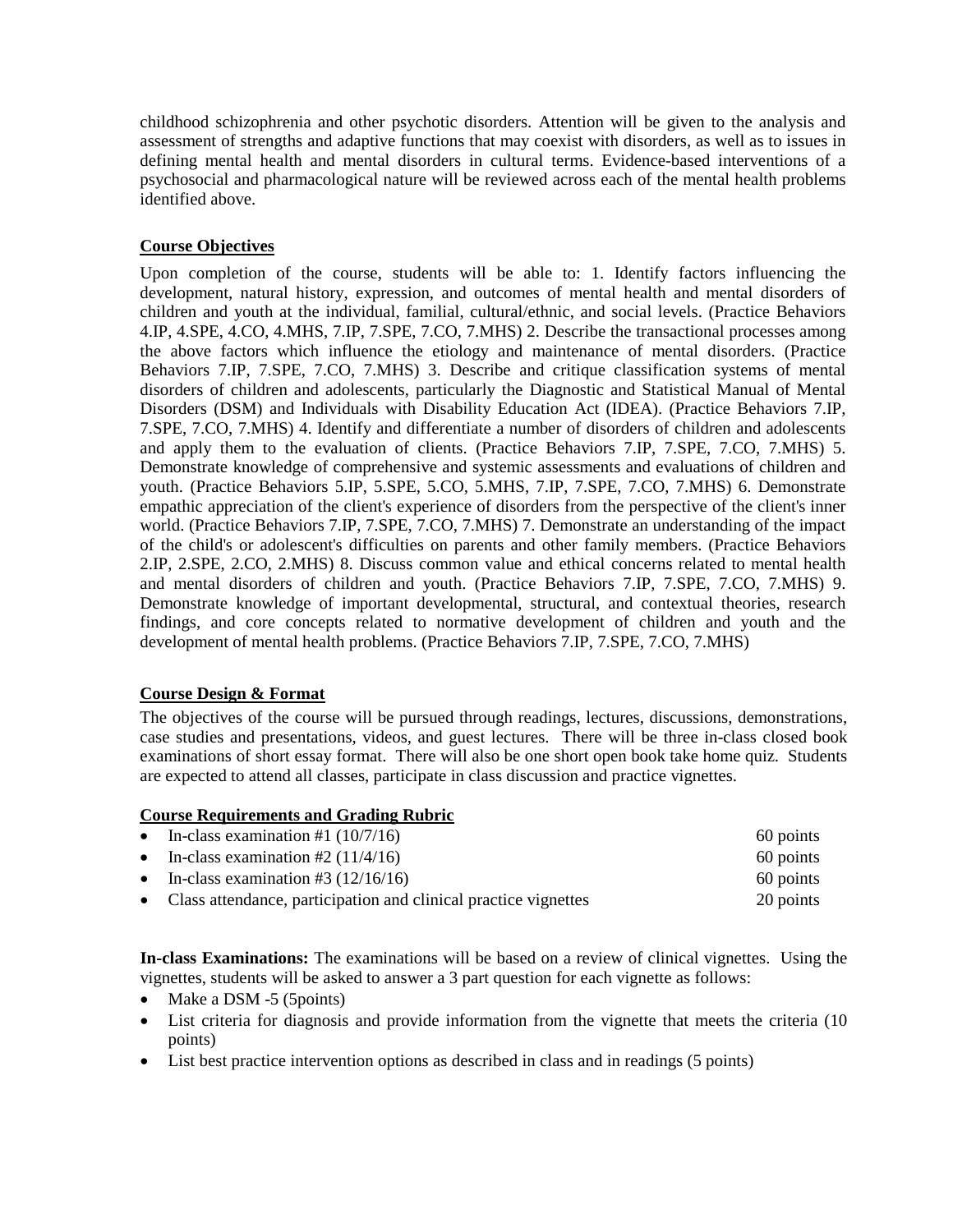childhood schizophrenia and other psychotic disorders. Attention will be given to the analysis and assessment of strengths and adaptive functions that may coexist with disorders, as well as to issues in defining mental health and mental disorders in cultural terms. Evidence-based interventions of a psychosocial and pharmacological nature will be reviewed across each of the mental health problems identified above.

## Course Objectives

Upon completion of the course, students will be able to: 1. Identify factors influencing the development, natural history, expression, and outcomes of mental health and mental disorders of children and youth at the individual, familial, cultural/ethnic, and social levels. (Practice Behaviors 4.IP, 4.SPE, 4.CO, 4.MHS, 7.IP, 7.SPE, 7.CO, 7.MHS) 2. Describe the transactional processes among the above factors which influence the etiology and maintenance of mental disorders. (Practice Behaviors 7.IP, 7.SPE, 7.CO, 7.MHS) 3. Describe and critique classification systems of mental disorders of children and adolescents, particularly the Diagnostic and Statistical Manual of Mental Disorders (DSM) and Individuals with Disability Education Act (IDEA). (Practice Behaviors 7.IP, 7.SPE, 7.CO, 7.MHS) 4. Identify and differentiate a number of disorders of children and adolescents and apply them to the evaluation of clients. (Practice Behaviors 7.IP, 7.SPE, 7.CO, 7.MHS) 5. Demonstrate knowledge of comprehensive and systemic assessments and evaluations of children and youth. (Practice Behaviors 5.IP, 5.SPE, 5.CO, 5.MHS, 7.IP, 7.SPE, 7.CO, 7.MHS) 6. Demonstrate empathic appreciation of the client's experience of disorders from the perspective of the client's inner world. (Practice Behaviors 7.IP, 7.SPE, 7.CO, 7.MHS) 7. Demonstrate an understanding of the impact of the child's or adolescent's difficulties on parents and other family members. (Practice Behaviors 2.IP, 2.SPE, 2.CO, 2.MHS) 8. Discuss common value and ethical concerns related to mental health and mental disorders of children and youth. (Practice Behaviors 7.IP, 7.SPE, 7.CO, 7.MHS) 9. Demonstrate knowledge of important developmental, structural, and contextual theories, research findings, and core concepts related to normative development of children and youth and the development of mental health problems. (Practice Behaviors 7.IP, 7.SPE, 7.CO, 7.MHS)

## Course Design & Format

The objectives of the course will be pursued through readings, lectures, discussions, demonstrations, case studies and presentations, videos, and guest lectures. There will be three in-class closed book examinations of short essay format. There will also be one short open book take home quiz. Students are expected to attend all classes, participate in class discussion and practice vignettes.

## Course Requirements and Grading Rubric

| | |
|---|---|
| • In-class examination #1 (10/7/16) | 60 points |
| • In-class examination #2 (11/4/16) | 60 points |
| • In-class examination #3 (12/16/16) | 60 points |
| • Class attendance, participation and clinical practice vignettes | 20 points |

**In-class Examinations:** The examinations will be based on a review of clinical vignettes. Using the vignettes, students will be asked to answer a 3 part question for each vignette as follows:

- Make a DSM -5 (5points)
- List criteria for diagnosis and provide information from the vignette that meets the criteria (10 points)
- List best practice intervention options as described in class and in readings (5 points)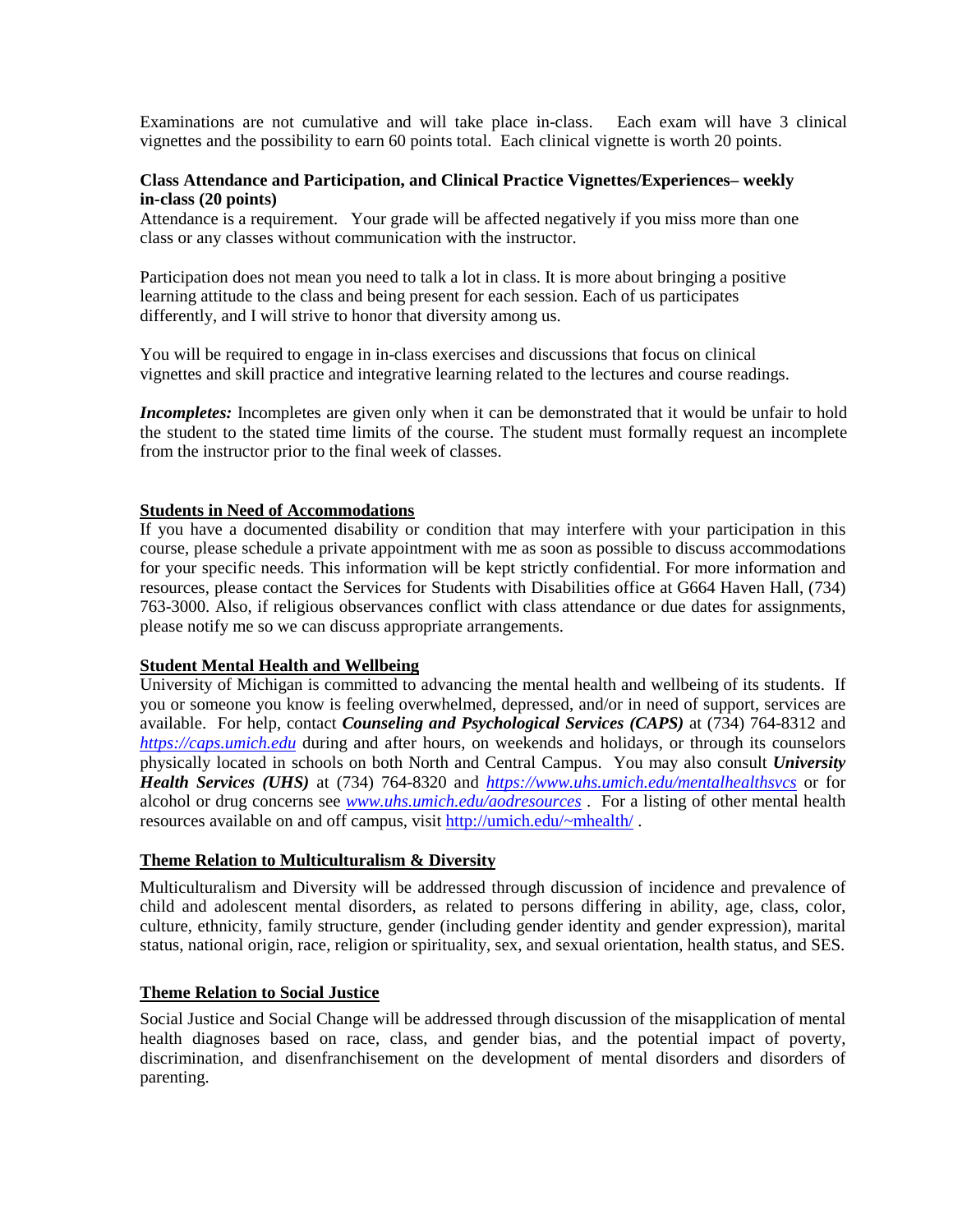Examinations are not cumulative and will take place in-class. Each exam will have 3 clinical vignettes and the possibility to earn 60 points total. Each clinical vignette is worth 20 points.

**Class Attendance and Participation, and Clinical Practice Vignettes/Experiences– weekly in-class (20 points)**

Attendance is a requirement. Your grade will be affected negatively if you miss more than one class or any classes without communication with the instructor.

Participation does not mean you need to talk a lot in class. It is more about bringing a positive learning attitude to the class and being present for each session. Each of us participates differently, and I will strive to honor that diversity among us.

You will be required to engage in in-class exercises and discussions that focus on clinical vignettes and skill practice and integrative learning related to the lectures and course readings.

***Incompletes:*** Incompletes are given only when it can be demonstrated that it would be unfair to hold the student to the stated time limits of the course. The student must formally request an incomplete from the instructor prior to the final week of classes.

## Students in Need of Accommodations

If you have a documented disability or condition that may interfere with your participation in this course, please schedule a private appointment with me as soon as possible to discuss accommodations for your specific needs. This information will be kept strictly confidential. For more information and resources, please contact the Services for Students with Disabilities office at G664 Haven Hall, (734) 763-3000. Also, if religious observances conflict with class attendance or due dates for assignments, please notify me so we can discuss appropriate arrangements.

## Student Mental Health and Wellbeing

University of Michigan is committed to advancing the mental health and wellbeing of its students. If you or someone you know is feeling overwhelmed, depressed, and/or in need of support, services are available. For help, contact ***Counseling and Psychological Services (CAPS)*** at (734) 764-8312 and *https://caps.umich.edu* during and after hours, on weekends and holidays, or through its counselors physically located in schools on both North and Central Campus. You may also consult ***University Health Services (UHS)*** at (734) 764-8320 and *https://www.uhs.umich.edu/mentalhealthsvcs* or for alcohol or drug concerns see *www.uhs.umich.edu/aodresources* . For a listing of other mental health resources available on and off campus, visit http://umich.edu/~mhealth/ .

## Theme Relation to Multiculturalism & Diversity

Multiculturalism and Diversity will be addressed through discussion of incidence and prevalence of child and adolescent mental disorders, as related to persons differing in ability, age, class, color, culture, ethnicity, family structure, gender (including gender identity and gender expression), marital status, national origin, race, religion or spirituality, sex, and sexual orientation, health status, and SES.

## Theme Relation to Social Justice

Social Justice and Social Change will be addressed through discussion of the misapplication of mental health diagnoses based on race, class, and gender bias, and the potential impact of poverty, discrimination, and disenfranchisement on the development of mental disorders and disorders of parenting.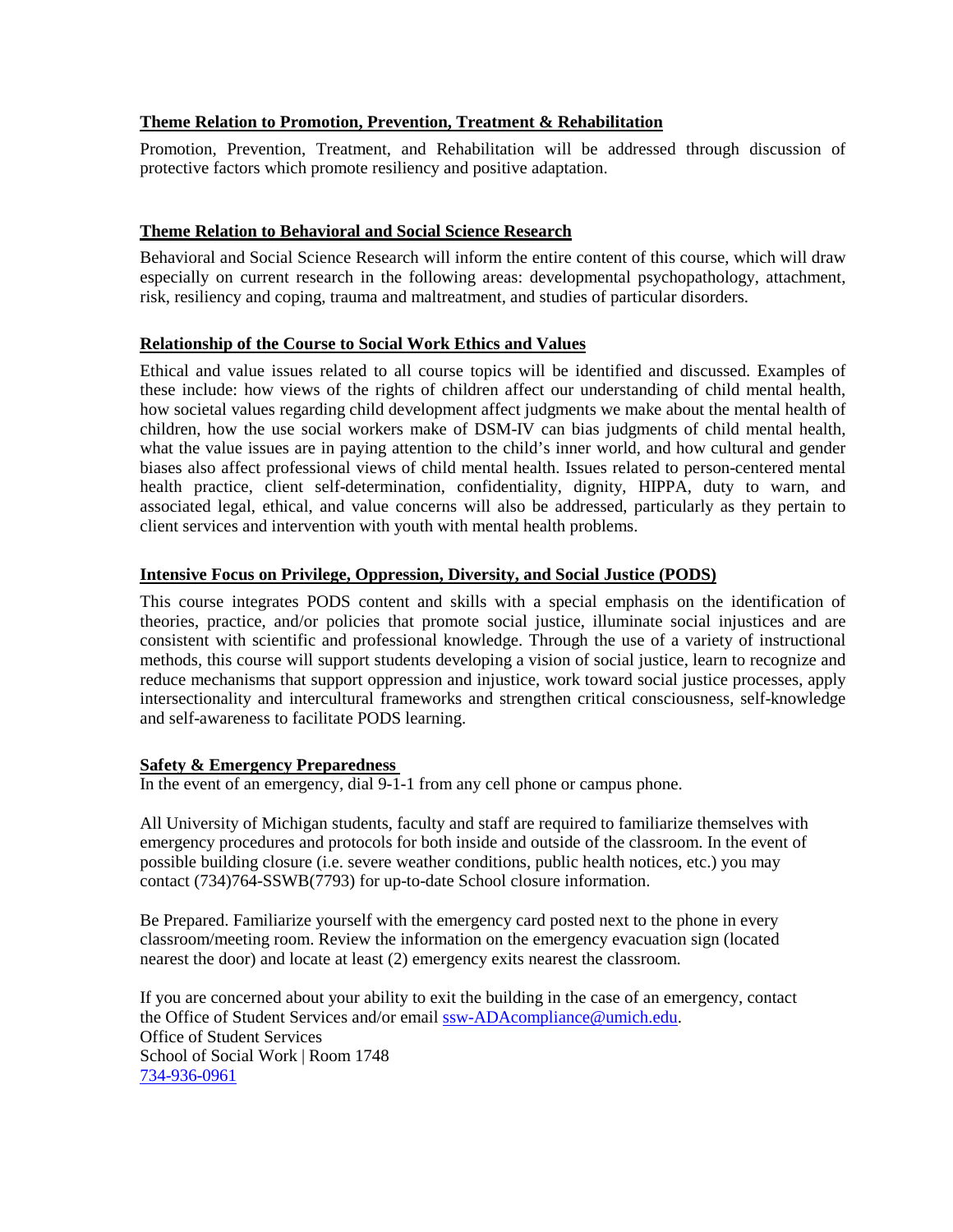## Theme Relation to Promotion, Prevention, Treatment & Rehabilitation

Promotion, Prevention, Treatment, and Rehabilitation will be addressed through discussion of protective factors which promote resiliency and positive adaptation.

## Theme Relation to Behavioral and Social Science Research

Behavioral and Social Science Research will inform the entire content of this course, which will draw especially on current research in the following areas: developmental psychopathology, attachment, risk, resiliency and coping, trauma and maltreatment, and studies of particular disorders.

## Relationship of the Course to Social Work Ethics and Values

Ethical and value issues related to all course topics will be identified and discussed. Examples of these include: how views of the rights of children affect our understanding of child mental health, how societal values regarding child development affect judgments we make about the mental health of children, how the use social workers make of DSM-IV can bias judgments of child mental health, what the value issues are in paying attention to the child's inner world, and how cultural and gender biases also affect professional views of child mental health. Issues related to person-centered mental health practice, client self-determination, confidentiality, dignity, HIPPA, duty to warn, and associated legal, ethical, and value concerns will also be addressed, particularly as they pertain to client services and intervention with youth with mental health problems.

## Intensive Focus on Privilege, Oppression, Diversity, and Social Justice (PODS)

This course integrates PODS content and skills with a special emphasis on the identification of theories, practice, and/or policies that promote social justice, illuminate social injustices and are consistent with scientific and professional knowledge. Through the use of a variety of instructional methods, this course will support students developing a vision of social justice, learn to recognize and reduce mechanisms that support oppression and injustice, work toward social justice processes, apply intersectionality and intercultural frameworks and strengthen critical consciousness, self-knowledge and self-awareness to facilitate PODS learning.

## Safety & Emergency Preparedness

In the event of an emergency, dial 9-1-1 from any cell phone or campus phone.

All University of Michigan students, faculty and staff are required to familiarize themselves with emergency procedures and protocols for both inside and outside of the classroom. In the event of possible building closure (i.e. severe weather conditions, public health notices, etc.) you may contact (734)764-SSWB(7793) for up-to-date School closure information.

Be Prepared. Familiarize yourself with the emergency card posted next to the phone in every classroom/meeting room. Review the information on the emergency evacuation sign (located nearest the door) and locate at least (2) emergency exits nearest the classroom.

If you are concerned about your ability to exit the building in the case of an emergency, contact the Office of Student Services and/or email ssw-ADAcompliance@umich.edu.
Office of Student Services
School of Social Work | Room 1748
734-936-0961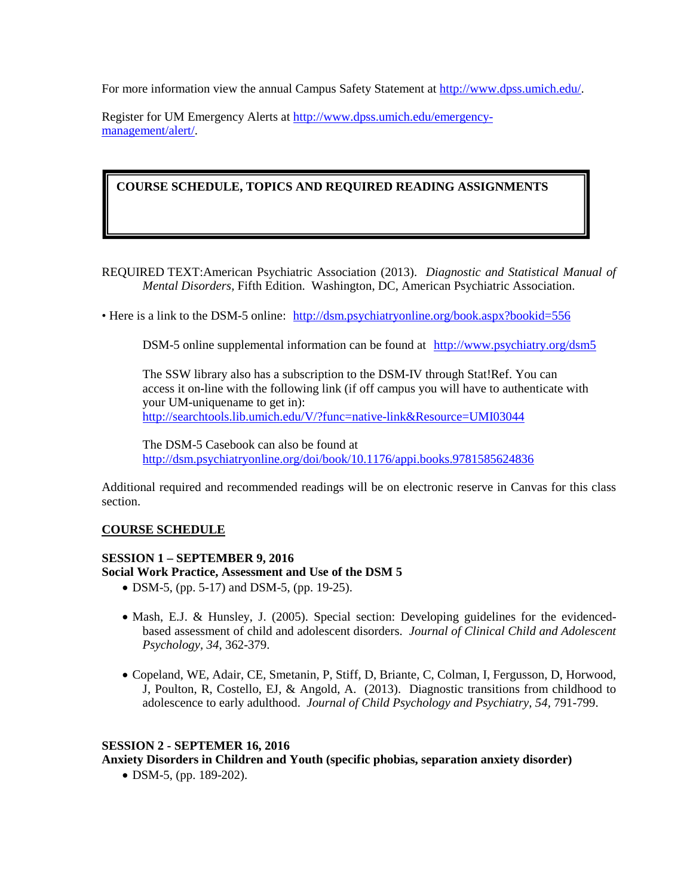For more information view the annual Campus Safety Statement at [http://www.dpss.umich.edu/](http://www.dpss.umich.edu/).

Register for UM Emergency Alerts at [http://www.dpss.umich.edu/emergency-management/alert/](http://www.dpss.umich.edu/emergency-management/alert/).

## COURSE SCHEDULE, TOPICS AND REQUIRED READING ASSIGNMENTS

REQUIRED TEXT:American Psychiatric Association (2013). *Diagnostic and Statistical Manual of Mental Disorders,* Fifth Edition. Washington, DC, American Psychiatric Association.

• Here is a link to the DSM-5 online: [http://dsm.psychiatryonline.org/book.aspx?bookid=556](http://dsm.psychiatryonline.org/book.aspx?bookid=556)

DSM-5 online supplemental information can be found at [http://www.psychiatry.org/dsm5](http://www.psychiatry.org/dsm5)

The SSW library also has a subscription to the DSM-IV through Stat!Ref. You can access it on-line with the following link (if off campus you will have to authenticate with your UM-uniquename to get in): [http://searchtools.lib.umich.edu/V/?func=native-link&Resource=UMI03044](http://searchtools.lib.umich.edu/V/?func=native-link&Resource=UMI03044)

The DSM-5 Casebook can also be found at [http://dsm.psychiatryonline.org/doi/book/10.1176/appi.books.9781585624836](http://dsm.psychiatryonline.org/doi/book/10.1176/appi.books.9781585624836)

Additional required and recommended readings will be on electronic reserve in Canvas for this class section.

### COURSE SCHEDULE

**SESSION 1 – SEPTEMBER 9, 2016**
**Social Work Practice, Assessment and Use of the DSM 5**

- DSM-5, (pp. 5-17) and DSM-5, (pp. 19-25).
- Mash, E.J. & Hunsley, J. (2005). Special section: Developing guidelines for the evidenced-based assessment of child and adolescent disorders. *Journal of Clinical Child and Adolescent Psychology, 34,* 362-379.
- Copeland, WE, Adair, CE, Smetanin, P, Stiff, D, Briante, C, Colman, I, Fergusson, D, Horwood, J, Poulton, R, Costello, EJ, & Angold, A. (2013). Diagnostic transitions from childhood to adolescence to early adulthood. *Journal of Child Psychology and Psychiatry, 54*, 791-799.

**SESSION 2 - SEPTEMER 16, 2016**
**Anxiety Disorders in Children and Youth (specific phobias, separation anxiety disorder)**

- DSM-5, (pp. 189-202).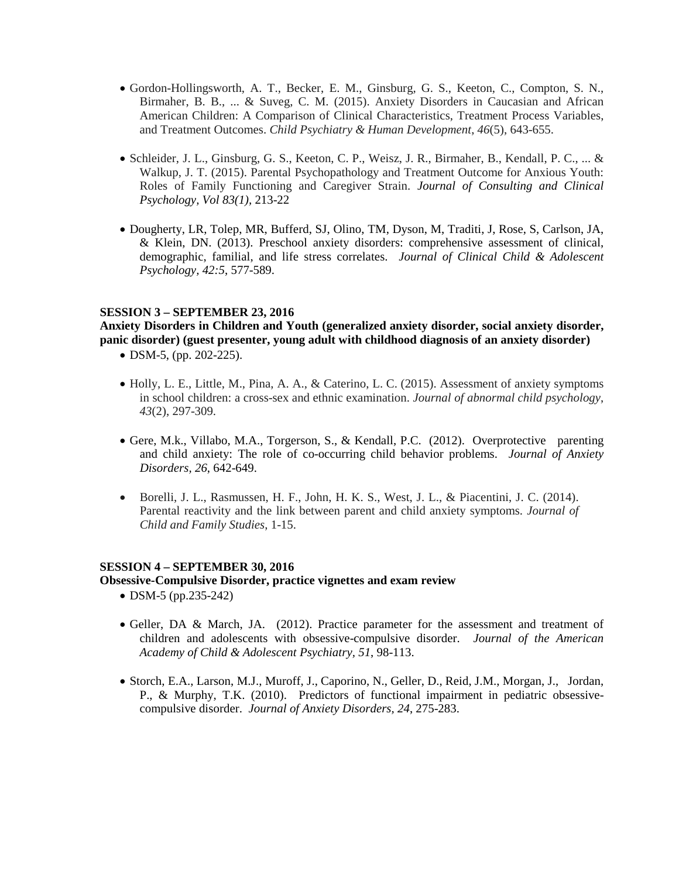- Gordon-Hollingsworth, A. T., Becker, E. M., Ginsburg, G. S., Keeton, C., Compton, S. N., Birmaher, B. B., ... & Suveg, C. M. (2015). Anxiety Disorders in Caucasian and African American Children: A Comparison of Clinical Characteristics, Treatment Process Variables, and Treatment Outcomes. *Child Psychiatry & Human Development*, *46*(5), 643-655.

- Schleider, J. L., Ginsburg, G. S., Keeton, C. P., Weisz, J. R., Birmaher, B., Kendall, P. C., ... & Walkup, J. T. (2015). Parental Psychopathology and Treatment Outcome for Anxious Youth: Roles of Family Functioning and Caregiver Strain. *Journal of Consulting and Clinical Psychology, Vol 83(1),* 213-22

- Dougherty, LR, Tolep, MR, Bufferd, SJ, Olino, TM, Dyson, M, Traditi, J, Rose, S, Carlson, JA, & Klein, DN. (2013). Preschool anxiety disorders: comprehensive assessment of clinical, demographic, familial, and life stress correlates. *Journal of Clinical Child & Adolescent Psychology, 42:5*, 577-589.

**SESSION 3 – SEPTEMBER 23, 2016**

**Anxiety Disorders in Children and Youth (generalized anxiety disorder, social anxiety disorder, panic disorder) (guest presenter, young adult with childhood diagnosis of an anxiety disorder)**

- DSM-5, (pp. 202-225).

- Holly, L. E., Little, M., Pina, A. A., & Caterino, L. C. (2015). Assessment of anxiety symptoms in school children: a cross-sex and ethnic examination. *Journal of abnormal child psychology*, *43*(2), 297-309.

- Gere, M.k., Villabo, M.A., Torgerson, S., & Kendall, P.C. (2012). Overprotective parenting and child anxiety: The role of co-occurring child behavior problems. *Journal of Anxiety Disorders, 26*, 642-649.

- Borelli, J. L., Rasmussen, H. F., John, H. K. S., West, J. L., & Piacentini, J. C. (2014). Parental reactivity and the link between parent and child anxiety symptoms. *Journal of Child and Family Studies*, 1-15.

**SESSION 4 – SEPTEMBER 30, 2016**

**Obsessive-Compulsive Disorder, practice vignettes and exam review**

- DSM-5 (pp.235-242)

- Geller, DA & March, JA. (2012). Practice parameter for the assessment and treatment of children and adolescents with obsessive-compulsive disorder. *Journal of the American Academy of Child & Adolescent Psychiatry, 51*, 98-113.

- Storch, E.A., Larson, M.J., Muroff, J., Caporino, N., Geller, D., Reid, J.M., Morgan, J., Jordan, P., & Murphy, T.K. (2010). Predictors of functional impairment in pediatric obsessive-compulsive disorder. *Journal of Anxiety Disorders, 24*, 275-283.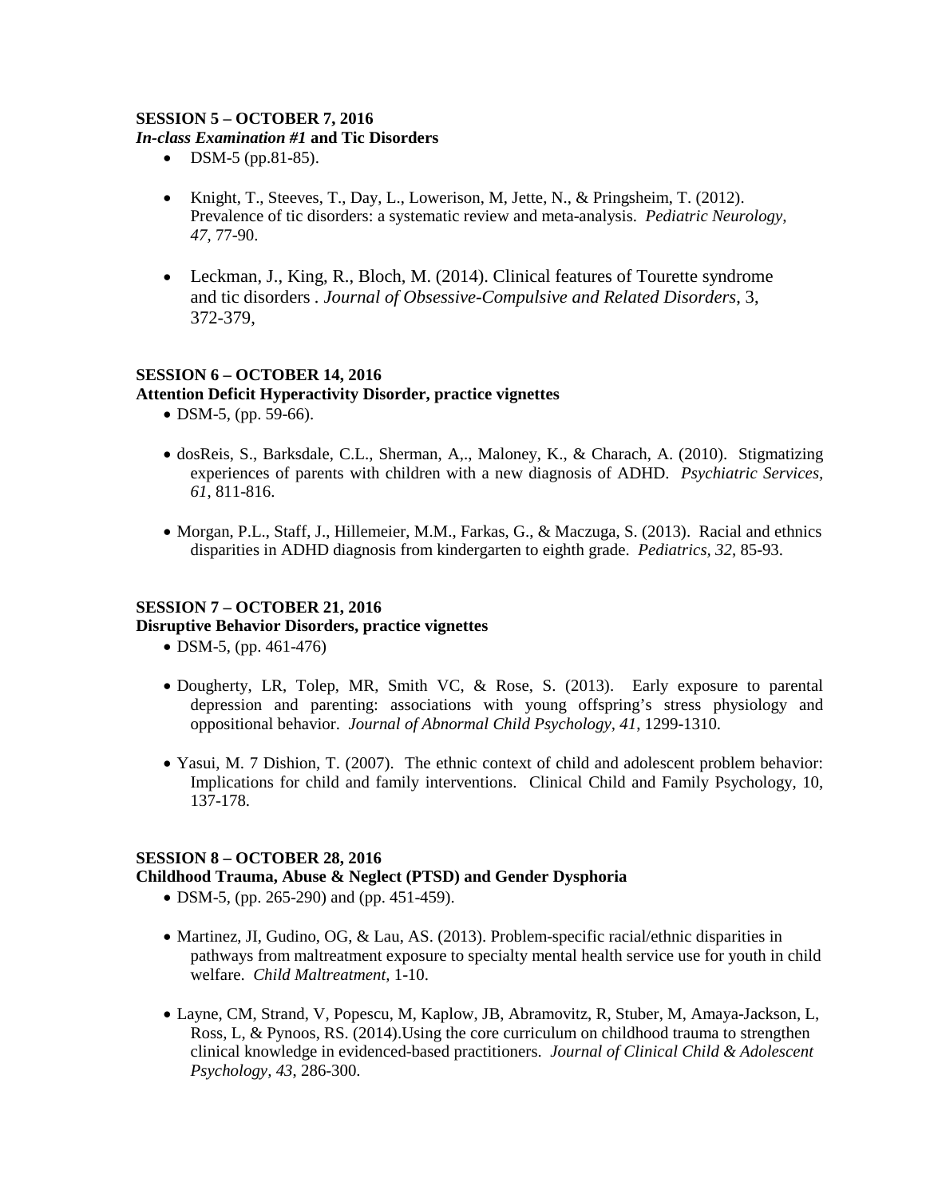**SESSION 5 – OCTOBER 7, 2016**
***In-class Examination #1* and Tic Disorders**

- DSM-5 (pp.81-85).
- Knight, T., Steeves, T., Day, L., Lowerison, M, Jette, N., & Pringsheim, T. (2012). Prevalence of tic disorders: a systematic review and meta-analysis. *Pediatric Neurology, 47*, 77-90.
- Leckman, J., King, R., Bloch, M. (2014). Clinical features of Tourette syndrome and tic disorders . *Journal of Obsessive-Compulsive and Related Disorders*, 3, 372-379,

**SESSION 6 – OCTOBER 14, 2016**
**Attention Deficit Hyperactivity Disorder, practice vignettes**

- DSM-5, (pp. 59-66).
- dosReis, S., Barksdale, C.L., Sherman, A,., Maloney, K., & Charach, A. (2010). Stigmatizing experiences of parents with children with a new diagnosis of ADHD. *Psychiatric Services, 61*, 811-816.
- Morgan, P.L., Staff, J., Hillemeier, M.M., Farkas, G., & Maczuga, S. (2013). Racial and ethnics disparities in ADHD diagnosis from kindergarten to eighth grade. *Pediatrics, 32*, 85-93.

**SESSION 7 – OCTOBER 21, 2016**
**Disruptive Behavior Disorders, practice vignettes**

- DSM-5, (pp. 461-476)
- Dougherty, LR, Tolep, MR, Smith VC, & Rose, S. (2013). Early exposure to parental depression and parenting: associations with young offspring's stress physiology and oppositional behavior. *Journal of Abnormal Child Psychology, 41*, 1299-1310.
- Yasui, M. 7 Dishion, T. (2007). The ethnic context of child and adolescent problem behavior: Implications for child and family interventions. Clinical Child and Family Psychology, 10, 137-178.

**SESSION 8 – OCTOBER 28, 2016**
**Childhood Trauma, Abuse & Neglect (PTSD) and Gender Dysphoria**

- DSM-5, (pp. 265-290) and (pp. 451-459).
- Martinez, JI, Gudino, OG, & Lau, AS. (2013). Problem-specific racial/ethnic disparities in pathways from maltreatment exposure to specialty mental health service use for youth in child welfare. *Child Maltreatment*, 1-10.
- Layne, CM, Strand, V, Popescu, M, Kaplow, JB, Abramovitz, R, Stuber, M, Amaya-Jackson, L, Ross, L, & Pynoos, RS. (2014).Using the core curriculum on childhood trauma to strengthen clinical knowledge in evidenced-based practitioners. *Journal of Clinical Child & Adolescent Psychology, 43*, 286-300.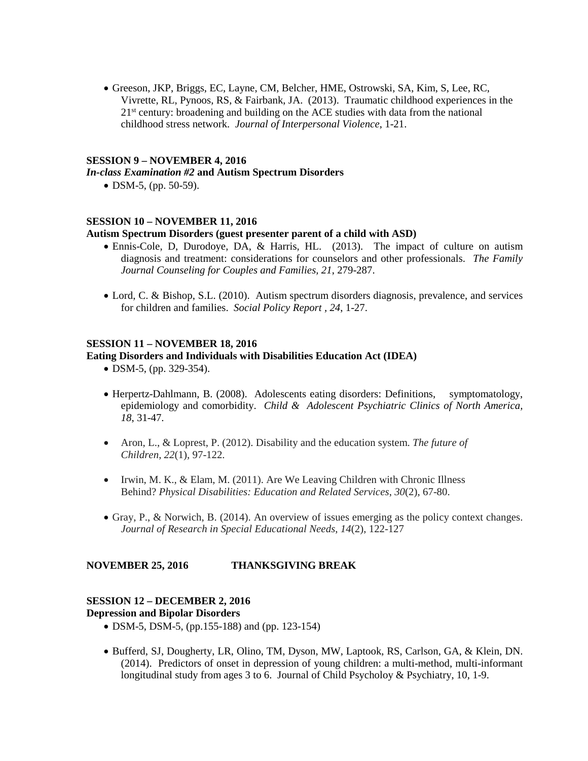- Greeson, JKP, Briggs, EC, Layne, CM, Belcher, HME, Ostrowski, SA, Kim, S, Lee, RC, Vivrette, RL, Pynoos, RS, & Fairbank, JA. (2013). Traumatic childhood experiences in the 21st century: broadening and building on the ACE studies with data from the national childhood stress network. *Journal of Interpersonal Violence*, 1-21.

**SESSION 9 – NOVEMBER 4, 2016**
***In-class Examination #2* and Autism Spectrum Disorders**

- DSM-5, (pp. 50-59).

**SESSION 10 – NOVEMBER 11, 2016**
**Autism Spectrum Disorders (guest presenter parent of a child with ASD)**

- Ennis-Cole, D, Durodoye, DA, & Harris, HL. (2013). The impact of culture on autism diagnosis and treatment: considerations for counselors and other professionals. *The Family Journal Counseling for Couples and Families, 21*, 279-287.
- Lord, C. & Bishop, S.L. (2010). Autism spectrum disorders diagnosis, prevalence, and services for children and families. *Social Policy Report* , *24*, 1-27.

**SESSION 11 – NOVEMBER 18, 2016**
**Eating Disorders and Individuals with Disabilities Education Act (IDEA)**

- DSM-5, (pp. 329-354).
- Herpertz-Dahlmann, B. (2008). Adolescents eating disorders: Definitions, symptomatology, epidemiology and comorbidity. *Child & Adolescent Psychiatric Clinics of North America, 18*, 31-47.
- Aron, L., & Loprest, P. (2012). Disability and the education system. *The future of Children*, *22*(1), 97-122.
- Irwin, M. K., & Elam, M. (2011). Are We Leaving Children with Chronic Illness Behind? *Physical Disabilities: Education and Related Services*, *30*(2), 67-80.
- Gray, P., & Norwich, B. (2014). An overview of issues emerging as the policy context changes. *Journal of Research in Special Educational Needs*, *14*(2), 122-127

**NOVEMBER 25, 2016 THANKSGIVING BREAK**

**SESSION 12 – DECEMBER 2, 2016**
**Depression and Bipolar Disorders**

- DSM-5, DSM-5, (pp.155-188) and (pp. 123-154)
- Bufferd, SJ, Dougherty, LR, Olino, TM, Dyson, MW, Laptook, RS, Carlson, GA, & Klein, DN. (2014). Predictors of onset in depression of young children: a multi-method, multi-informant longitudinal study from ages 3 to 6. Journal of Child Psycholoy & Psychiatry, 10, 1-9.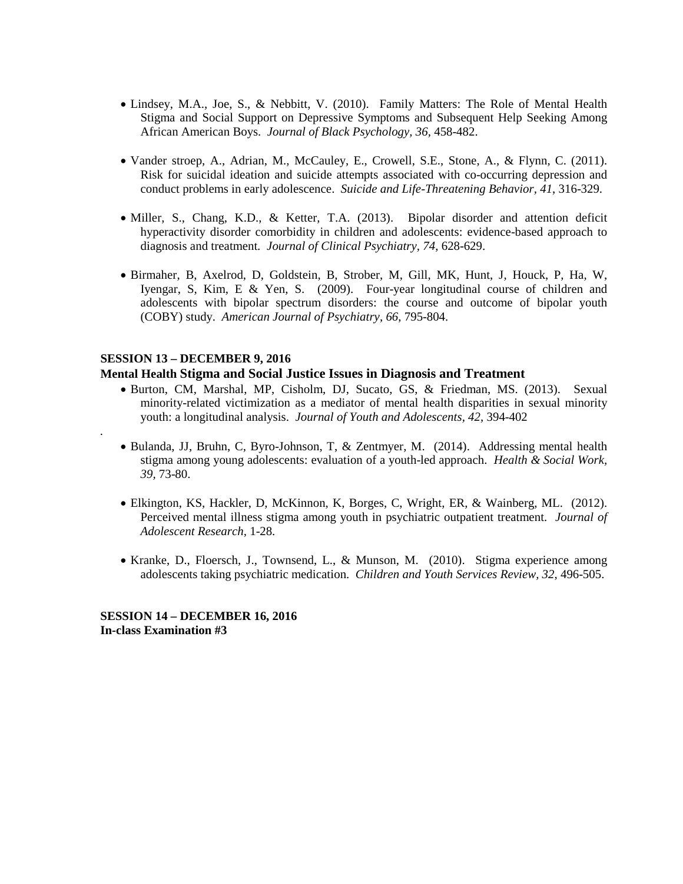- Lindsey, M.A., Joe, S., & Nebbitt, V. (2010). Family Matters: The Role of Mental Health Stigma and Social Support on Depressive Symptoms and Subsequent Help Seeking Among African American Boys. *Journal of Black Psychology, 36*, 458-482.

- Vander stroep, A., Adrian, M., McCauley, E., Crowell, S.E., Stone, A., & Flynn, C. (2011). Risk for suicidal ideation and suicide attempts associated with co-occurring depression and conduct problems in early adolescence. *Suicide and Life-Threatening Behavior, 41*, 316-329.

- Miller, S., Chang, K.D., & Ketter, T.A. (2013). Bipolar disorder and attention deficit hyperactivity disorder comorbidity in children and adolescents: evidence-based approach to diagnosis and treatment. *Journal of Clinical Psychiatry, 74*, 628-629.

- Birmaher, B, Axelrod, D, Goldstein, B, Strober, M, Gill, MK, Hunt, J, Houck, P, Ha, W, Iyengar, S, Kim, E & Yen, S. (2009). Four-year longitudinal course of children and adolescents with bipolar spectrum disorders: the course and outcome of bipolar youth (COBY) study. *American Journal of Psychiatry, 66*, 795-804.

**SESSION 13 – DECEMBER 9, 2016**

**Mental Health Stigma and Social Justice Issues in Diagnosis and Treatment**

- Burton, CM, Marshal, MP, Cisholm, DJ, Sucato, GS, & Friedman, MS. (2013). Sexual minority-related victimization as a mediator of mental health disparities in sexual minority youth: a longitudinal analysis. *Journal of Youth and Adolescents, 42*, 394-402

.

- Bulanda, JJ, Bruhn, C, Byro-Johnson, T, & Zentmyer, M. (2014). Addressing mental health stigma among young adolescents: evaluation of a youth-led approach. *Health & Social Work, 39*, 73-80.

- Elkington, KS, Hackler, D, McKinnon, K, Borges, C, Wright, ER, & Wainberg, ML. (2012). Perceived mental illness stigma among youth in psychiatric outpatient treatment. *Journal of Adolescent Research*, 1-28.

- Kranke, D., Floersch, J., Townsend, L., & Munson, M. (2010). Stigma experience among adolescents taking psychiatric medication. *Children and Youth Services Review, 32*, 496-505.

**SESSION 14 – DECEMBER 16, 2016**

**In-class Examination #3**